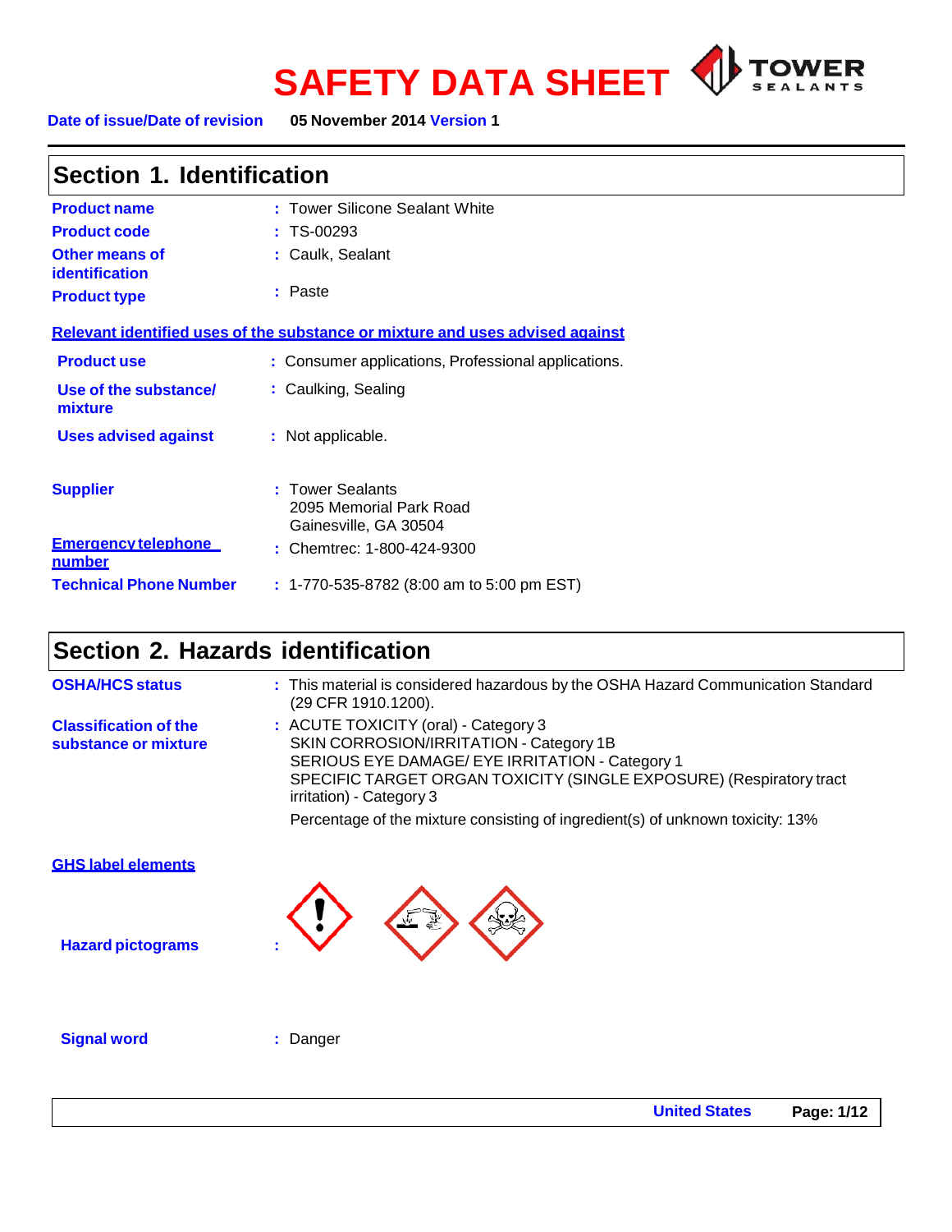# SAFETY DATA SHEET

TOWER SEALANTS

**Date of issue/Date of revision** 05 November 2014 **Version** 1

## Section 1. Identification

**Product name** : Tower Silicone Sealant White

**Product code** : TS-00293

**Other means of identification** : Caulk, Sealant

**Product type** : Paste

### Relevant identified uses of the substance or mixture and uses advised against

**Product use** : Consumer applications, Professional applications.

**Use of the substance/ mixture** : Caulking, Sealing

**Uses advised against** : Not applicable.

**Supplier** : Tower Sealants
2095 Memorial Park Road
Gainesville, GA 30504

**Emergency telephone number** : Chemtrec: 1-800-424-9300

**Technical Phone Number** : 1-770-535-8782 (8:00 am to 5:00 pm EST)

## Section 2. Hazards identification

**OSHA/HCS status** : This material is considered hazardous by the OSHA Hazard Communication Standard (29 CFR 1910.1200).

**Classification of the substance or mixture** : ACUTE TOXICITY (oral) - Category 3
SKIN CORROSION/IRRITATION - Category 1B
SERIOUS EYE DAMAGE/ EYE IRRITATION - Category 1
SPECIFIC TARGET ORGAN TOXICITY (SINGLE EXPOSURE) (Respiratory tract irritation) - Category 3

Percentage of the mixture consisting of ingredient(s) of unknown toxicity: 13%

### GHS label elements

**Hazard pictograms** :

**Signal word** : Danger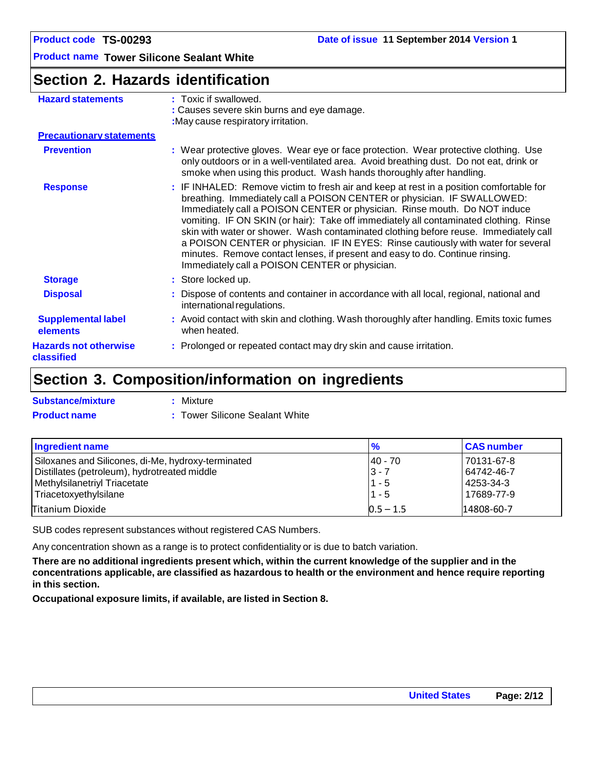## Section 2. Hazards identification

**Hazard statements** : Toxic if swallowed.
: Causes severe skin burns and eye damage.
: May cause respiratory irritation.

**Precautionary statements**

**Prevention** : Wear protective gloves. Wear eye or face protection. Wear protective clothing. Use only outdoors or in a well-ventilated area. Avoid breathing dust. Do not eat, drink or smoke when using this product. Wash hands thoroughly after handling.

**Response** : IF INHALED: Remove victim to fresh air and keep at rest in a position comfortable for breathing. Immediately call a POISON CENTER or physician. IF SWALLOWED: Immediately call a POISON CENTER or physician. Rinse mouth. Do NOT induce vomiting. IF ON SKIN (or hair): Take off immediately all contaminated clothing. Rinse skin with water or shower. Wash contaminated clothing before reuse. Immediately call a POISON CENTER or physician. IF IN EYES: Rinse cautiously with water for several minutes. Remove contact lenses, if present and easy to do. Continue rinsing. Immediately call a POISON CENTER or physician.

**Storage** : Store locked up.

**Disposal** : Dispose of contents and container in accordance with all local, regional, national and international regulations.

**Supplemental label elements** : Avoid contact with skin and clothing. Wash thoroughly after handling. Emits toxic fumes when heated.

**Hazards not otherwise classified** : Prolonged or repeated contact may dry skin and cause irritation.

## Section 3. Composition/information on ingredients

**Substance/mixture** : Mixture

**Product name** : Tower Silicone Sealant White

| Ingredient name | % | CAS number |
|---|---|---|
| Siloxanes and Silicones, di-Me, hydroxy-terminated | 40 - 70 | 70131-67-8 |
| Distillates (petroleum), hydrotreated middle | 3 - 7 | 64742-46-7 |
| Methylsilanetriyl Triacetate | 1 - 5 | 4253-34-3 |
| Triacetoxyethylsilane | 1 - 5 | 17689-77-9 |
| Titanium Dioxide | 0.5 – 1.5 | 14808-60-7 |

SUB codes represent substances without registered CAS Numbers.

Any concentration shown as a range is to protect confidentiality or is due to batch variation.

**There are no additional ingredients present which, within the current knowledge of the supplier and in the concentrations applicable, are classified as hazardous to health or the environment and hence require reporting in this section.**

**Occupational exposure limits, if available, are listed in Section 8.**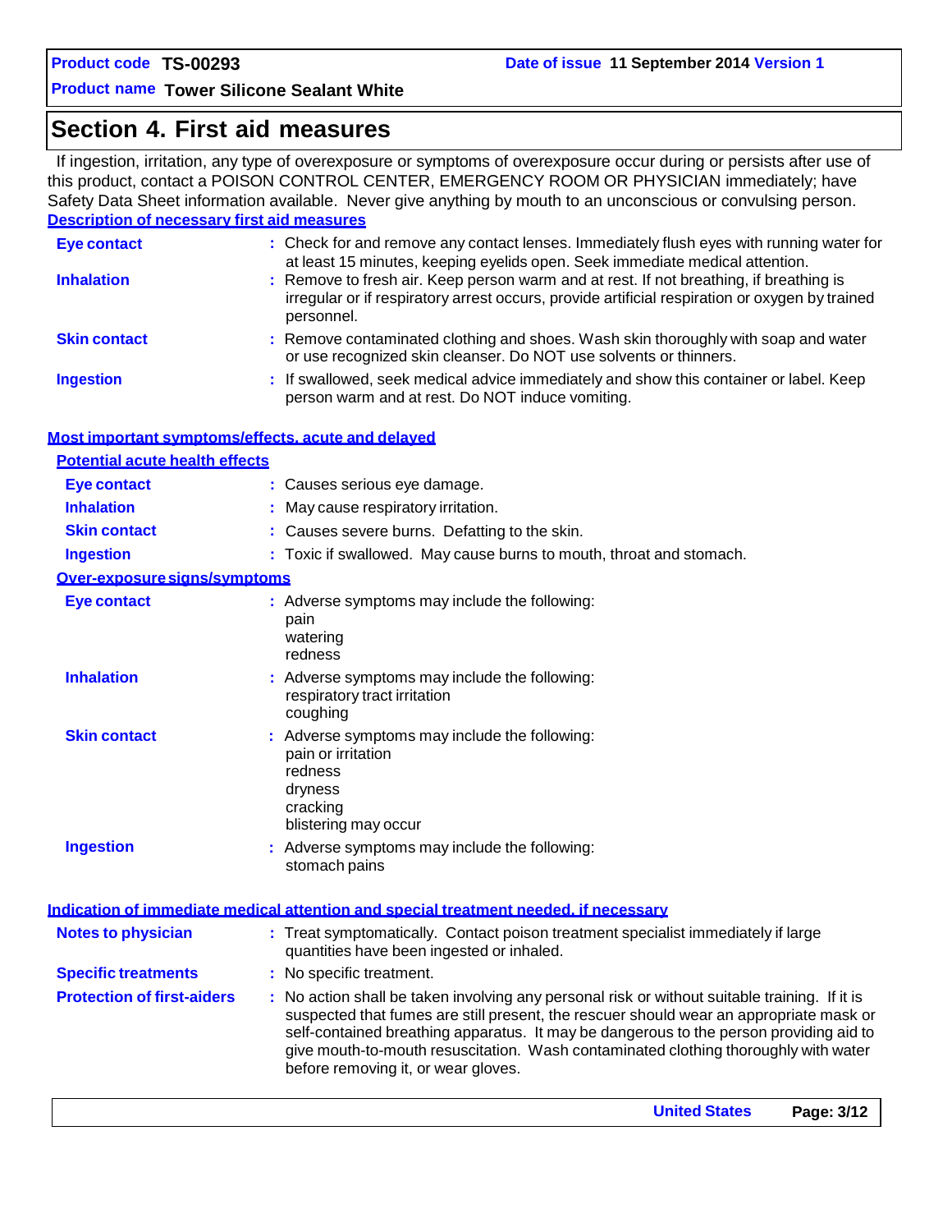## Section 4. First aid measures

If ingestion, irritation, any type of overexposure or symptoms of overexposure occur during or persists after use of this product, contact a POISON CONTROL CENTER, EMERGENCY ROOM OR PHYSICIAN immediately; have Safety Data Sheet information available. Never give anything by mouth to an unconscious or convulsing person.

### Description of necessary first aid measures

**Eye contact** : Check for and remove any contact lenses. Immediately flush eyes with running water for at least 15 minutes, keeping eyelids open. Seek immediate medical attention.

**Inhalation** : Remove to fresh air. Keep person warm and at rest. If not breathing, if breathing is irregular or if respiratory arrest occurs, provide artificial respiration or oxygen by trained personnel.

**Skin contact** : Remove contaminated clothing and shoes. Wash skin thoroughly with soap and water or use recognized skin cleanser. Do NOT use solvents or thinners.

**Ingestion** : If swallowed, seek medical advice immediately and show this container or label. Keep person warm and at rest. Do NOT induce vomiting.

### Most important symptoms/effects, acute and delayed

#### Potential acute health effects

**Eye contact** : Causes serious eye damage.

**Inhalation** : May cause respiratory irritation.

**Skin contact** : Causes severe burns. Defatting to the skin.

**Ingestion** : Toxic if swallowed. May cause burns to mouth, throat and stomach.

#### Over-exposure signs/symptoms

**Eye contact** : Adverse symptoms may include the following:
pain
watering
redness

**Inhalation** : Adverse symptoms may include the following:
respiratory tract irritation
coughing

**Skin contact** : Adverse symptoms may include the following:
pain or irritation
redness
dryness
cracking
blistering may occur

**Ingestion** : Adverse symptoms may include the following:
stomach pains

### Indication of immediate medical attention and special treatment needed, if necessary

**Notes to physician** : Treat symptomatically. Contact poison treatment specialist immediately if large quantities have been ingested or inhaled.

**Specific treatments** : No specific treatment.

**Protection of first-aiders** : No action shall be taken involving any personal risk or without suitable training. If it is suspected that fumes are still present, the rescuer should wear an appropriate mask or self-contained breathing apparatus. It may be dangerous to the person providing aid to give mouth-to-mouth resuscitation. Wash contaminated clothing thoroughly with water before removing it, or wear gloves.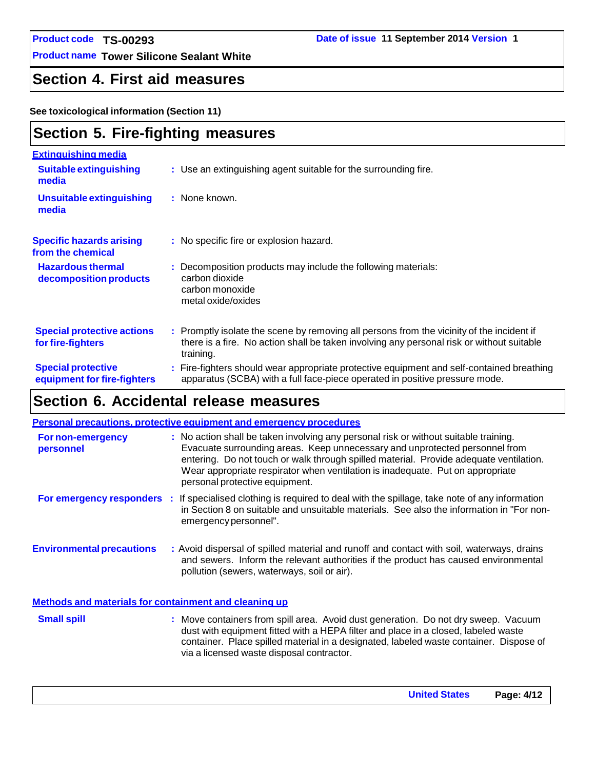## Section 4. First aid measures

**See toxicological information (Section 11)**

## Section 5. Fire-fighting measures

### Extinguishing media

**Suitable extinguishing media** : Use an extinguishing agent suitable for the surrounding fire.

**Unsuitable extinguishing media** : None known.

**Specific hazards arising from the chemical** : No specific fire or explosion hazard.

**Hazardous thermal decomposition products** : Decomposition products may include the following materials:
carbon dioxide
carbon monoxide
metal oxide/oxides

**Special protective actions for fire-fighters** : Promptly isolate the scene by removing all persons from the vicinity of the incident if there is a fire. No action shall be taken involving any personal risk or without suitable training.

**Special protective equipment for fire-fighters** : Fire-fighters should wear appropriate protective equipment and self-contained breathing apparatus (SCBA) with a full face-piece operated in positive pressure mode.

## Section 6. Accidental release measures

### Personal precautions, protective equipment and emergency procedures

**For non-emergency personnel** : No action shall be taken involving any personal risk or without suitable training. Evacuate surrounding areas. Keep unnecessary and unprotected personnel from entering. Do not touch or walk through spilled material. Provide adequate ventilation. Wear appropriate respirator when ventilation is inadequate. Put on appropriate personal protective equipment.

**For emergency responders** : If specialised clothing is required to deal with the spillage, take note of any information in Section 8 on suitable and unsuitable materials. See also the information in "For non-emergency personnel".

**Environmental precautions** : Avoid dispersal of spilled material and runoff and contact with soil, waterways, drains and sewers. Inform the relevant authorities if the product has caused environmental pollution (sewers, waterways, soil or air).

### Methods and materials for containment and cleaning up

**Small spill** : Move containers from spill area. Avoid dust generation. Do not dry sweep. Vacuum dust with equipment fitted with a HEPA filter and place in a closed, labeled waste container. Place spilled material in a designated, labeled waste container. Dispose of via a licensed waste disposal contractor.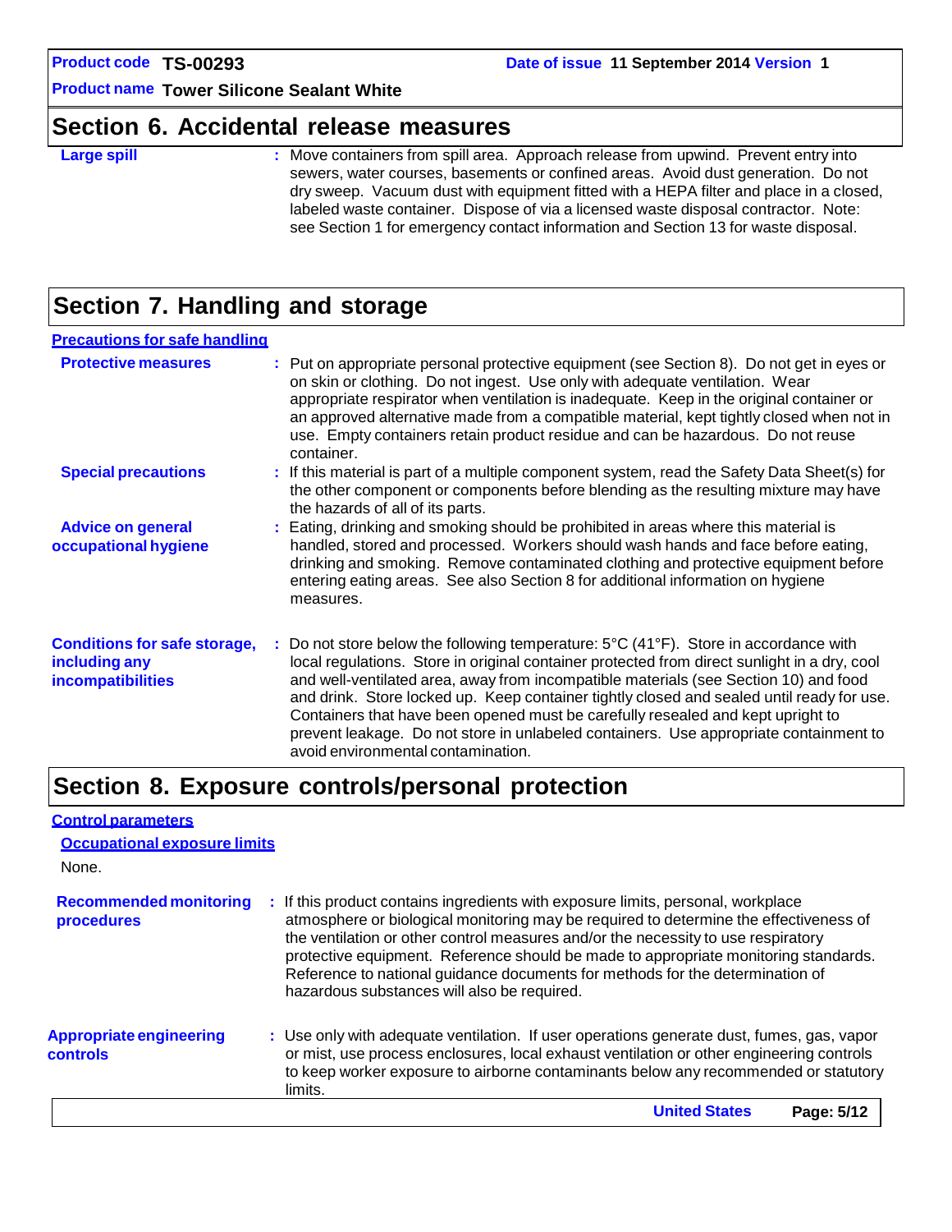## Section 6. Accidental release measures

**Large spill** : Move containers from spill area. Approach release from upwind. Prevent entry into sewers, water courses, basements or confined areas. Avoid dust generation. Do not dry sweep. Vacuum dust with equipment fitted with a HEPA filter and place in a closed, labeled waste container. Dispose of via a licensed waste disposal contractor. Note: see Section 1 for emergency contact information and Section 13 for waste disposal.

## Section 7. Handling and storage

### Precautions for safe handling

**Protective measures** : Put on appropriate personal protective equipment (see Section 8). Do not get in eyes or on skin or clothing. Do not ingest. Use only with adequate ventilation. Wear appropriate respirator when ventilation is inadequate. Keep in the original container or an approved alternative made from a compatible material, kept tightly closed when not in use. Empty containers retain product residue and can be hazardous. Do not reuse container.

**Special precautions** : If this material is part of a multiple component system, read the Safety Data Sheet(s) for the other component or components before blending as the resulting mixture may have the hazards of all of its parts.

**Advice on general occupational hygiene** : Eating, drinking and smoking should be prohibited in areas where this material is handled, stored and processed. Workers should wash hands and face before eating, drinking and smoking. Remove contaminated clothing and protective equipment before entering eating areas. See also Section 8 for additional information on hygiene measures.

**Conditions for safe storage, including any incompatibilities** : Do not store below the following temperature: 5°C (41°F). Store in accordance with local regulations. Store in original container protected from direct sunlight in a dry, cool and well-ventilated area, away from incompatible materials (see Section 10) and food and drink. Store locked up. Keep container tightly closed and sealed until ready for use. Containers that have been opened must be carefully resealed and kept upright to prevent leakage. Do not store in unlabeled containers. Use appropriate containment to avoid environmental contamination.

## Section 8. Exposure controls/personal protection

### Control parameters

#### Occupational exposure limits

None.

**Recommended monitoring procedures** : If this product contains ingredients with exposure limits, personal, workplace atmosphere or biological monitoring may be required to determine the effectiveness of the ventilation or other control measures and/or the necessity to use respiratory protective equipment. Reference should be made to appropriate monitoring standards. Reference to national guidance documents for methods for the determination of hazardous substances will also be required.

**Appropriate engineering controls** : Use only with adequate ventilation. If user operations generate dust, fumes, gas, vapor or mist, use process enclosures, local exhaust ventilation or other engineering controls to keep worker exposure to airborne contaminants below any recommended or statutory limits.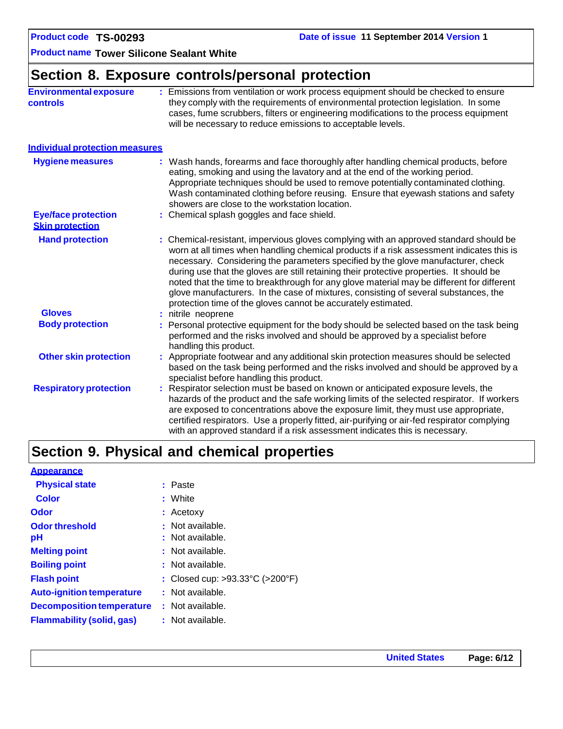## Section 8. Exposure controls/personal protection

**Environmental exposure controls** : Emissions from ventilation or work process equipment should be checked to ensure they comply with the requirements of environmental protection legislation. In some cases, fume scrubbers, filters or engineering modifications to the process equipment will be necessary to reduce emissions to acceptable levels.

### Individual protection measures

**Hygiene measures** : Wash hands, forearms and face thoroughly after handling chemical products, before eating, smoking and using the lavatory and at the end of the working period. Appropriate techniques should be used to remove potentially contaminated clothing. Wash contaminated clothing before reusing. Ensure that eyewash stations and safety showers are close to the workstation location.

**Eye/face protection** : Chemical splash goggles and face shield.

#### Skin protection

**Hand protection** : Chemical-resistant, impervious gloves complying with an approved standard should be worn at all times when handling chemical products if a risk assessment indicates this is necessary. Considering the parameters specified by the glove manufacturer, check during use that the gloves are still retaining their protective properties. It should be noted that the time to breakthrough for any glove material may be different for different glove manufacturers. In the case of mixtures, consisting of several substances, the protection time of the gloves cannot be accurately estimated.

**Gloves** : nitrile neoprene

**Body protection** : Personal protective equipment for the body should be selected based on the task being performed and the risks involved and should be approved by a specialist before handling this product.

**Other skin protection** : Appropriate footwear and any additional skin protection measures should be selected based on the task being performed and the risks involved and should be approved by a specialist before handling this product.

**Respiratory protection** : Respirator selection must be based on known or anticipated exposure levels, the hazards of the product and the safe working limits of the selected respirator. If workers are exposed to concentrations above the exposure limit, they must use appropriate, certified respirators. Use a properly fitted, air-purifying or air-fed respirator complying with an approved standard if a risk assessment indicates this is necessary.

## Section 9. Physical and chemical properties

### Appearance

**Physical state** : Paste

**Color** : White

**Odor** : Acetoxy

**Odor threshold** : Not available.

**pH** : Not available.

**Melting point** : Not available.

**Boiling point** : Not available.

**Flash point** : Closed cup: >93.33°C (>200°F)

**Auto-ignition temperature** : Not available.

**Decomposition temperature** : Not available.

**Flammability (solid, gas)** : Not available.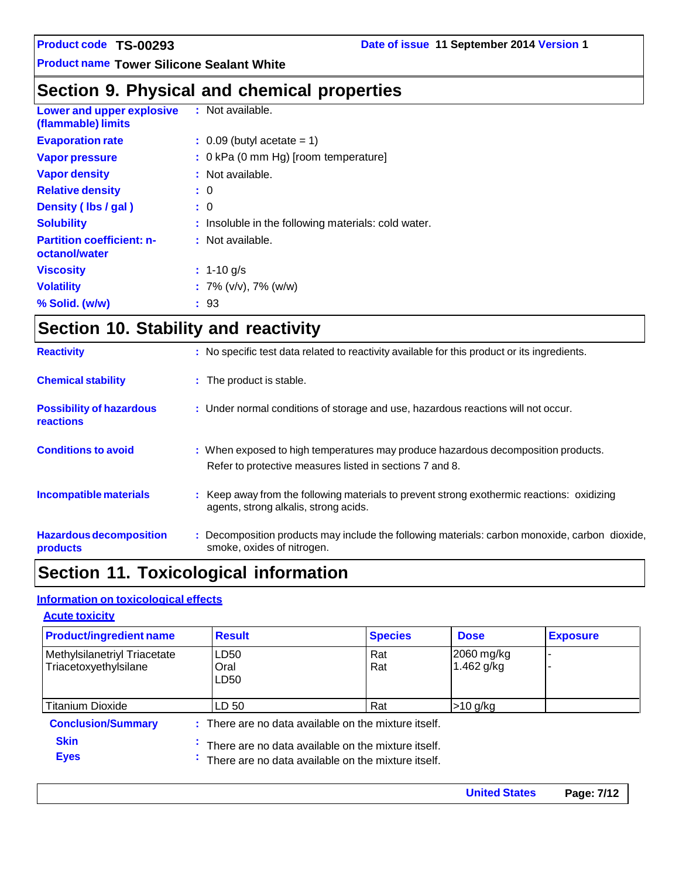## Section 9. Physical and chemical properties

| | |
|---|---|
| **Lower and upper explosive (flammable) limits** | : Not available. |
| **Evaporation rate** | : 0.09 (butyl acetate = 1) |
| **Vapor pressure** | : 0 kPa (0 mm Hg) [room temperature] |
| **Vapor density** | : Not available. |
| **Relative density** | : 0 |
| **Density ( lbs / gal )** | : 0 |
| **Solubility** | : Insoluble in the following materials: cold water. |
| **Partition coefficient: n-octanol/water** | : Not available. |
| **Viscosity** | : 1-10 g/s |
| **Volatility** | : 7% (v/v), 7% (w/w) |
| **% Solid. (w/w)** | : 93 |

## Section 10. Stability and reactivity

| | |
|---|---|
| **Reactivity** | : No specific test data related to reactivity available for this product or its ingredients. |
| **Chemical stability** | : The product is stable. |
| **Possibility of hazardous reactions** | : Under normal conditions of storage and use, hazardous reactions will not occur. |
| **Conditions to avoid** | : When exposed to high temperatures may produce hazardous decomposition products. Refer to protective measures listed in sections 7 and 8. |
| **Incompatible materials** | : Keep away from the following materials to prevent strong exothermic reactions: oxidizing agents, strong alkalis, strong acids. |
| **Hazardous decomposition products** | : Decomposition products may include the following materials: carbon monoxide, carbon dioxide, smoke, oxides of nitrogen. |

## Section 11. Toxicological information

### Information on toxicological effects

#### Acute toxicity

| Product/ingredient name | Result | Species | Dose | Exposure |
|---|---|---|---|---|
| Methylsilanetriyl Triacetate<br>Triacetoxyethylsilane | LD50<br>Oral<br>LD50 | Rat<br>Rat | 2060 mg/kg<br>1.462 g/kg | -<br>- |
| Titanium Dioxide | LD 50 | Rat | >10 g/kg | |

**Conclusion/Summary** : There are no data available on the mixture itself.

**Skin** : There are no data available on the mixture itself.

**Eyes** : There are no data available on the mixture itself.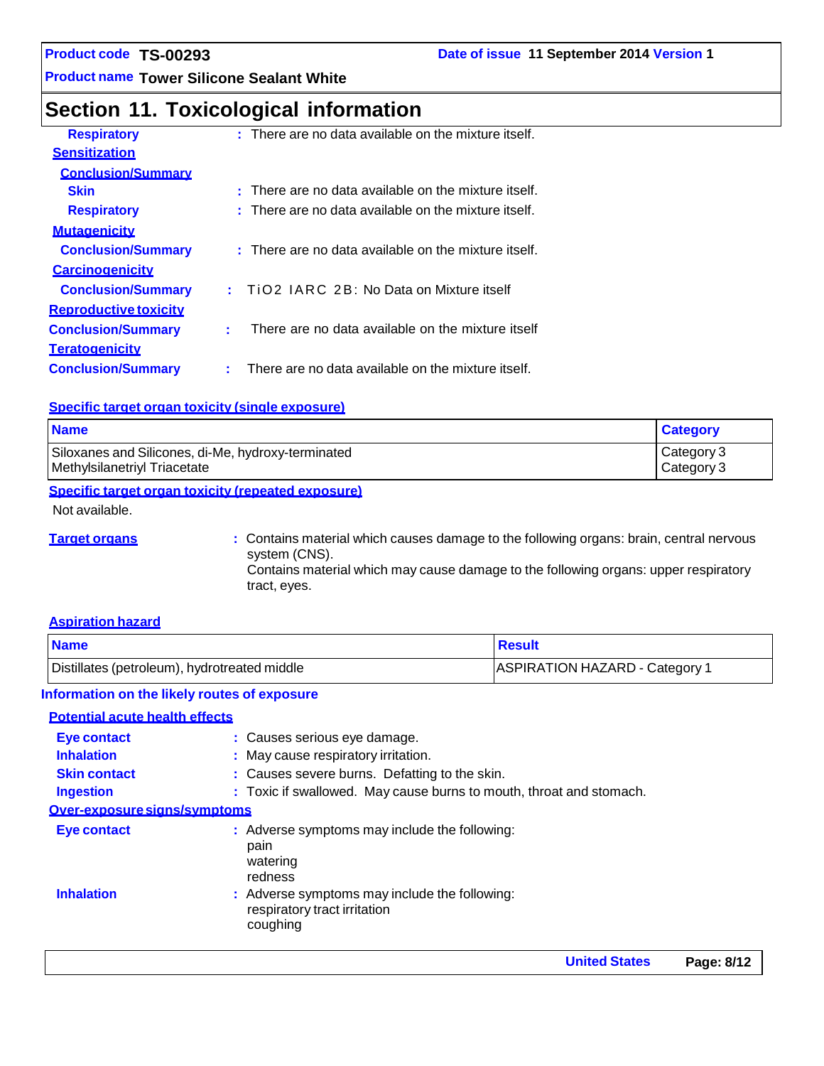## Section 11. Toxicological information

**Respiratory** : There are no data available on the mixture itself.

**Sensitization**

**Conclusion/Summary**

**Skin** : There are no data available on the mixture itself.

**Respiratory** : There are no data available on the mixture itself.

**Mutagenicity**

**Conclusion/Summary** : There are no data available on the mixture itself.

**Carcinogenicity**

**Conclusion/Summary** : TiO2 IARC 2B: No Data on Mixture itself

**Reproductive toxicity**

**Conclusion/Summary** : There are no data available on the mixture itself

**Teratogenicity**

**Conclusion/Summary** : There are no data available on the mixture itself.

**Specific target organ toxicity (single exposure)**

| Name | Category |
|---|---|
| Siloxanes and Silicones, di-Me, hydroxy-terminated | Category 3 |
| Methylsilanetriyl Triacetate | Category 3 |

**Specific target organ toxicity (repeated exposure)**

Not available.

**Target organs** : Contains material which causes damage to the following organs: brain, central nervous system (CNS).
Contains material which may cause damage to the following organs: upper respiratory tract, eyes.

**Aspiration hazard**

| Name | Result |
|---|---|
| Distillates (petroleum), hydrotreated middle | ASPIRATION HAZARD - Category 1 |

**Information on the likely routes of exposure**

**Potential acute health effects**

**Eye contact** : Causes serious eye damage.

**Inhalation** : May cause respiratory irritation.

**Skin contact** : Causes severe burns. Defatting to the skin.

**Ingestion** : Toxic if swallowed. May cause burns to mouth, throat and stomach.

**Over-exposure signs/symptoms**

**Eye contact** : Adverse symptoms may include the following:
pain
watering
redness

**Inhalation** : Adverse symptoms may include the following:
respiratory tract irritation
coughing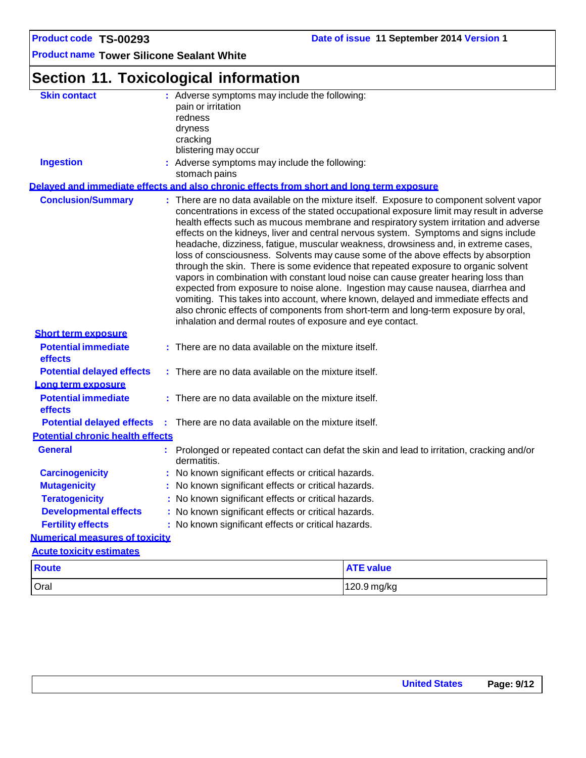## Section 11. Toxicological information

**Skin contact** : Adverse symptoms may include the following:
pain or irritation
redness
dryness
cracking
blistering may occur

**Ingestion** : Adverse symptoms may include the following:
stomach pains

**Delayed and immediate effects and also chronic effects from short and long term exposure**

**Conclusion/Summary** : There are no data available on the mixture itself. Exposure to component solvent vapor concentrations in excess of the stated occupational exposure limit may result in adverse health effects such as mucous membrane and respiratory system irritation and adverse effects on the kidneys, liver and central nervous system. Symptoms and signs include headache, dizziness, fatigue, muscular weakness, drowsiness and, in extreme cases, loss of consciousness. Solvents may cause some of the above effects by absorption through the skin. There is some evidence that repeated exposure to organic solvent vapors in combination with constant loud noise can cause greater hearing loss than expected from exposure to noise alone. Ingestion may cause nausea, diarrhea and vomiting. This takes into account, where known, delayed and immediate effects and also chronic effects of components from short-term and long-term exposure by oral, inhalation and dermal routes of exposure and eye contact.

**Short term exposure**

**Potential immediate effects** : There are no data available on the mixture itself.

**Potential delayed effects** : There are no data available on the mixture itself.

**Long term exposure**

**Potential immediate effects** : There are no data available on the mixture itself.

**Potential delayed effects** : There are no data available on the mixture itself.

**Potential chronic health effects**

**General** : Prolonged or repeated contact can defat the skin and lead to irritation, cracking and/or dermatitis.

**Carcinogenicity** : No known significant effects or critical hazards.

**Mutagenicity** : No known significant effects or critical hazards.

**Teratogenicity** : No known significant effects or critical hazards.

**Developmental effects** : No known significant effects or critical hazards.

**Fertility effects** : No known significant effects or critical hazards.

**Numerical measures of toxicity**

**Acute toxicity estimates**

| Route | ATE value |
|---|---|
| Oral | 120.9 mg/kg |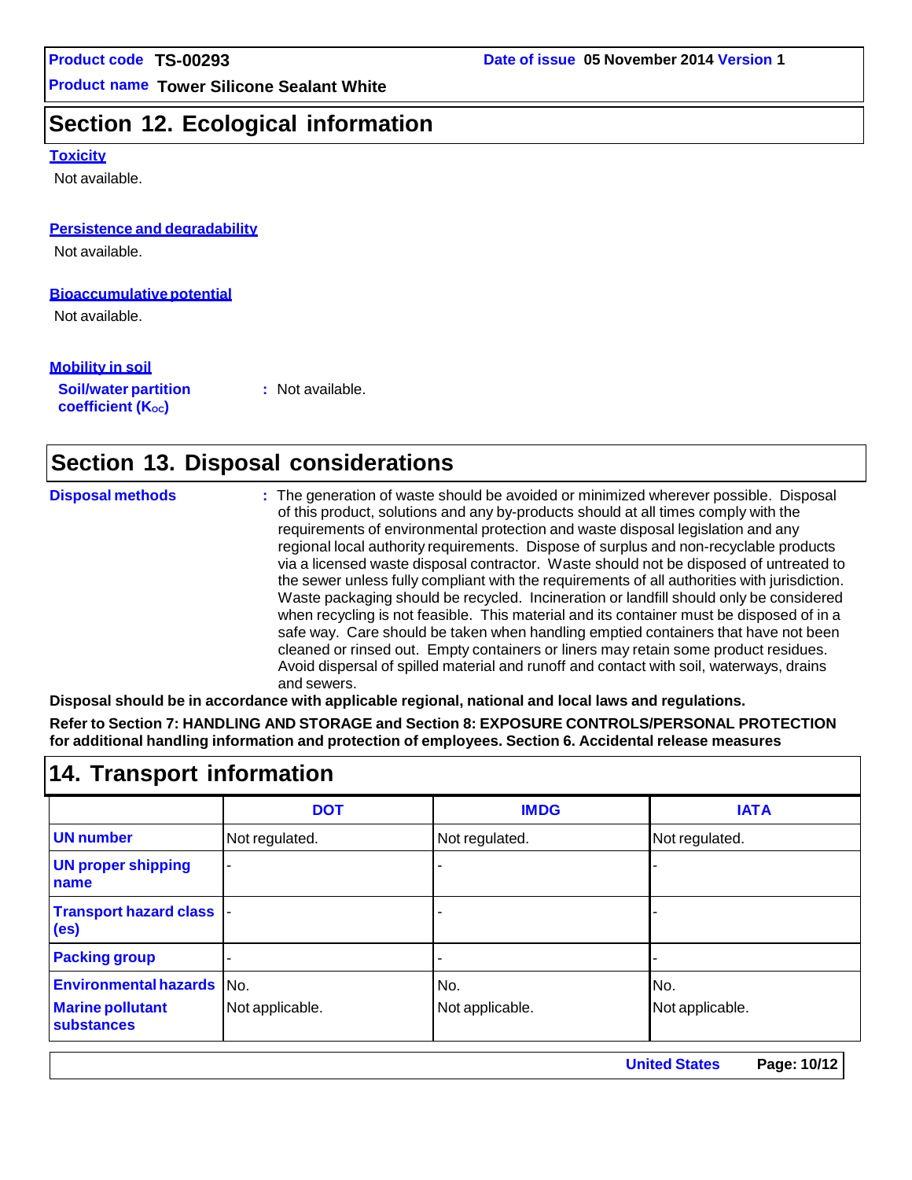## Section 12. Ecological information

### Toxicity

Not available.

### Persistence and degradability

Not available.

### Bioaccumulative potential

Not available.

### Mobility in soil

**Soil/water partition coefficient ($K_{OC}$)** : Not available.

## Section 13. Disposal considerations

**Disposal methods** : The generation of waste should be avoided or minimized wherever possible. Disposal of this product, solutions and any by-products should at all times comply with the requirements of environmental protection and waste disposal legislation and any regional local authority requirements. Dispose of surplus and non-recyclable products via a licensed waste disposal contractor. Waste should not be disposed of untreated to the sewer unless fully compliant with the requirements of all authorities with jurisdiction. Waste packaging should be recycled. Incineration or landfill should only be considered when recycling is not feasible. This material and its container must be disposed of in a safe way. Care should be taken when handling emptied containers that have not been cleaned or rinsed out. Empty containers or liners may retain some product residues. Avoid dispersal of spilled material and runoff and contact with soil, waterways, drains and sewers.

**Disposal should be in accordance with applicable regional, national and local laws and regulations.**

**Refer to Section 7: HANDLING AND STORAGE and Section 8: EXPOSURE CONTROLS/PERSONAL PROTECTION for additional handling information and protection of employees. Section 6. Accidental release measures**

## 14. Transport information

| | DOT | IMDG | IATA |
|---|---|---|---|
| **UN number** | Not regulated. | Not regulated. | Not regulated. |
| **UN proper shipping name** | - | - | - |
| **Transport hazard class (es)** | - | - | - |
| **Packing group** | - | - | - |
| **Environmental hazards** | No. | No. | No. |
| **Marine pollutant substances** | Not applicable. | Not applicable. | Not applicable. |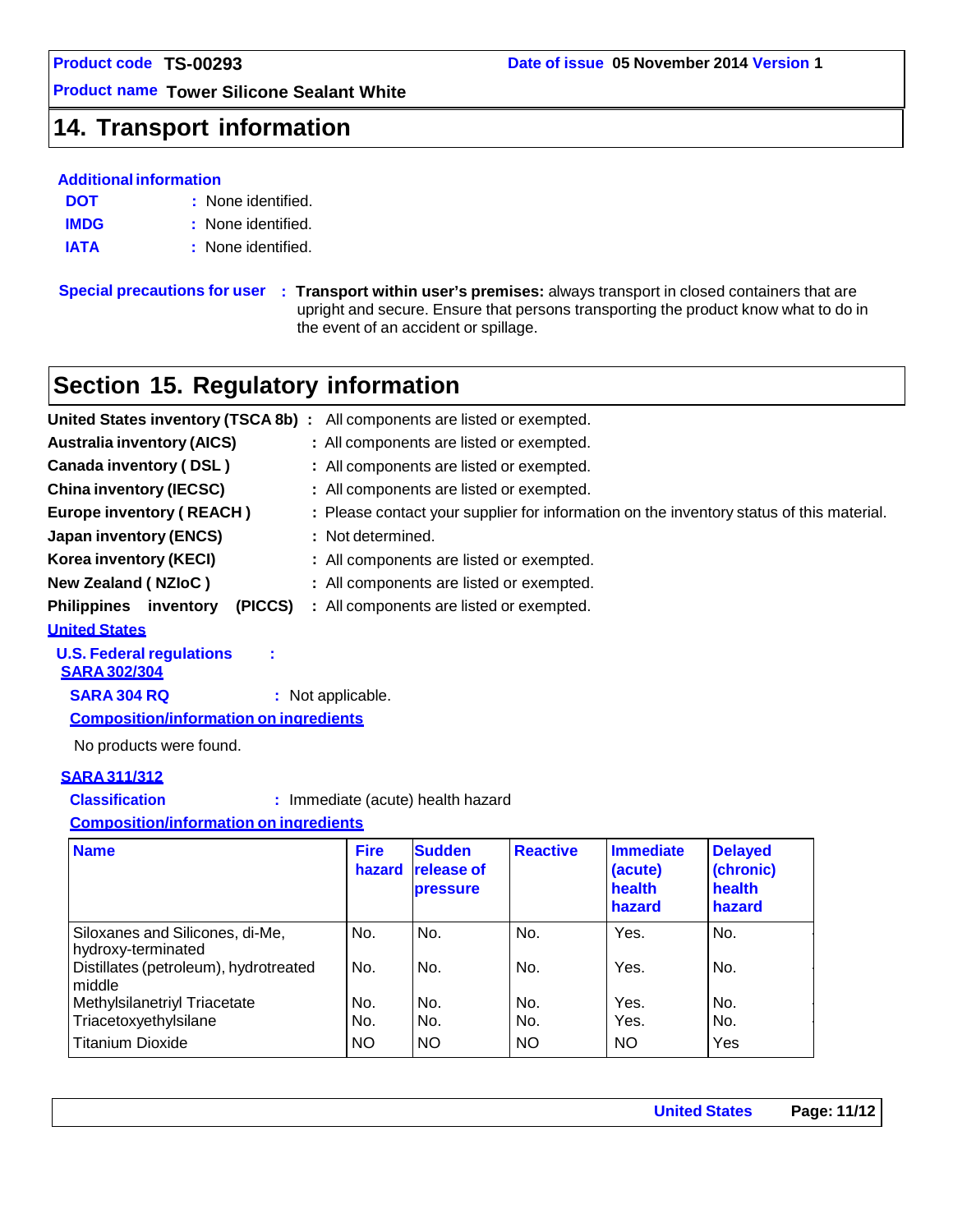## 14. Transport information

**Additional information**

**DOT** : None identified.

**IMDG** : None identified.

**IATA** : None identified.

**Special precautions for user** : **Transport within user's premises:** always transport in closed containers that are upright and secure. Ensure that persons transporting the product know what to do in the event of an accident or spillage.

## Section 15. Regulatory information

**United States inventory (TSCA 8b)** : All components are listed or exempted.

**Australia inventory (AICS)** : All components are listed or exempted.

**Canada inventory ( DSL )** : All components are listed or exempted.

**China inventory (IECSC)** : All components are listed or exempted.

**Europe inventory ( REACH )** : Please contact your supplier for information on the inventory status of this material.

**Japan inventory (ENCS)** : Not determined.

**Korea inventory (KECI)** : All components are listed or exempted.

**New Zealand ( NZIoC )** : All components are listed or exempted.

**Philippines inventory (PICCS)** : All components are listed or exempted.

**United States**

**U.S. Federal regulations** :

**SARA 302/304**

**SARA 304 RQ** : Not applicable.

**Composition/information on ingredients**

No products were found.

**SARA 311/312**

**Classification** : Immediate (acute) health hazard

**Composition/information on ingredients**

| Name | Fire hazard | Sudden release of pressure | Reactive | Immediate (acute) health hazard | Delayed (chronic) health hazard |
|---|---|---|---|---|---|
| Siloxanes and Silicones, di-Me, hydroxy-terminated | No. | No. | No. | Yes. | No. |
| Distillates (petroleum), hydrotreated middle | No. | No. | No. | Yes. | No. |
| Methylsilanetriyl Triacetate | No. | No. | No. | Yes. | No. |
| Triacetoxyethylsilane | No. | No. | No. | Yes. | No. |
| Titanium Dioxide | NO | NO | NO | NO | Yes |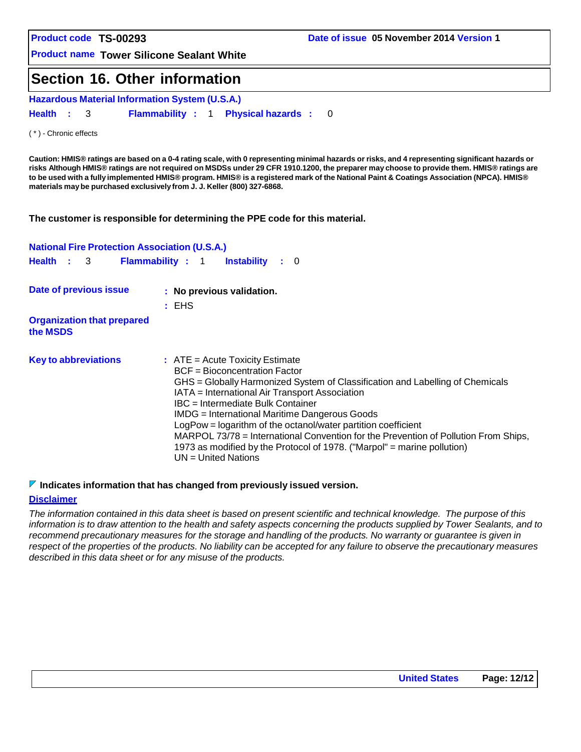# Section 16. Other information

**Hazardous Material Information System (U.S.A.)**

**Health** : 3 **Flammability** : 1 **Physical hazards** : 0

( * ) - Chronic effects

**Caution: HMIS® ratings are based on a 0-4 rating scale, with 0 representing minimal hazards or risks, and 4 representing significant hazards or risks Although HMIS® ratings are not required on MSDSs under 29 CFR 1910.1200, the preparer may choose to provide them. HMIS® ratings are to be used with a fully implemented HMIS® program. HMIS® is a registered mark of the National Paint & Coatings Association (NPCA). HMIS® materials may be purchased exclusively from J. J. Keller (800) 327-6868.**

**The customer is responsible for determining the PPE code for this material.**

**National Fire Protection Association (U.S.A.)**

**Health** : 3 **Flammability** : 1 **Instability** : 0

**Date of previous issue** : **No previous validation.**

**Organization that prepared the MSDS** : EHS

**Key to abbreviations** : ATE = Acute Toxicity Estimate
BCF = Bioconcentration Factor
GHS = Globally Harmonized System of Classification and Labelling of Chemicals
IATA = International Air Transport Association
IBC = Intermediate Bulk Container
IMDG = International Maritime Dangerous Goods
LogPow = logarithm of the octanol/water partition coefficient
MARPOL 73/78 = International Convention for the Prevention of Pollution From Ships, 1973 as modified by the Protocol of 1978. ("Marpol" = marine pollution)
UN = United Nations

**Indicates information that has changed from previously issued version.**

**Disclaimer**

*The information contained in this data sheet is based on present scientific and technical knowledge. The purpose of this information is to draw attention to the health and safety aspects concerning the products supplied by Tower Sealants, and to recommend precautionary measures for the storage and handling of the products. No warranty or guarantee is given in respect of the properties of the products. No liability can be accepted for any failure to observe the precautionary measures described in this data sheet or for any misuse of the products.*